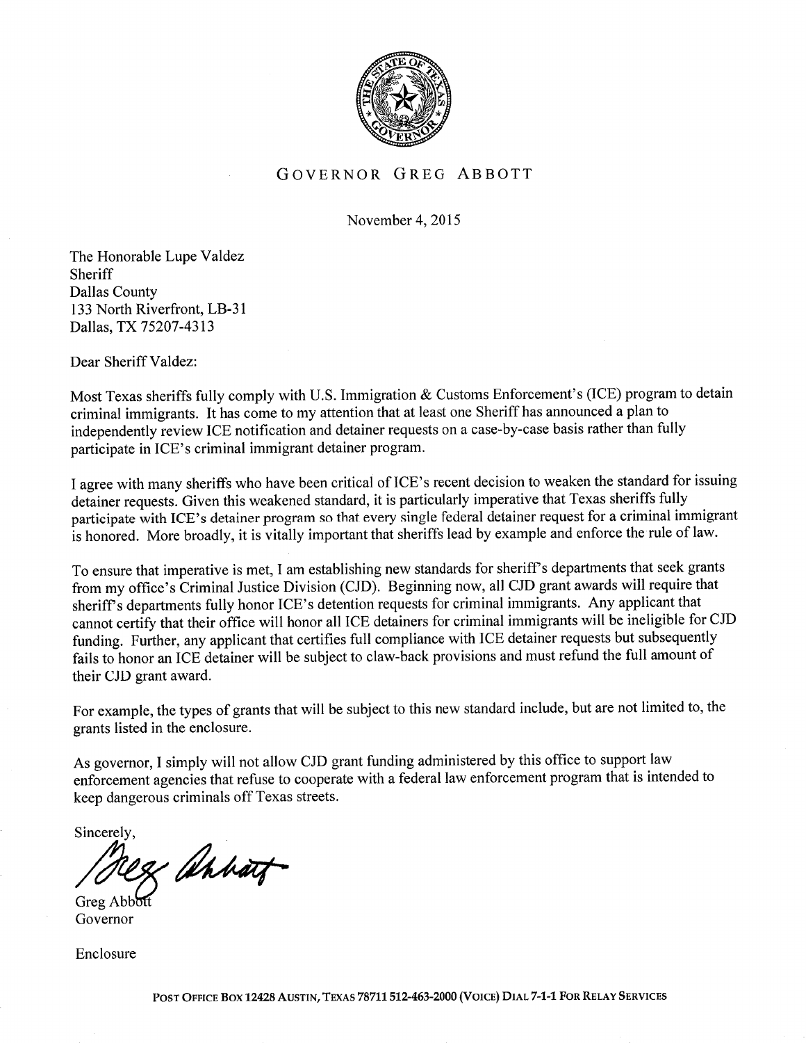# GOVERNOR GREG ABBOTT

November 4, 2015

The Honorable Lupe Valdez
Sheriff
Dallas County
133 North Riverfront, LB-31
Dallas, TX 75207-4313

Dear Sheriff Valdez:

Most Texas sheriffs fully comply with U.S. Immigration & Customs Enforcement's (ICE) program to detain criminal immigrants. It has come to my attention that at least one Sheriff has announced a plan to independently review ICE notification and detainer requests on a case-by-case basis rather than fully participate in ICE's criminal immigrant detainer program.

I agree with many sheriffs who have been critical of ICE's recent decision to weaken the standard for issuing detainer requests. Given this weakened standard, it is particularly imperative that Texas sheriffs fully participate with ICE's detainer program so that every single federal detainer request for a criminal immigrant is honored. More broadly, it is vitally important that sheriffs lead by example and enforce the rule of law.

To ensure that imperative is met, I am establishing new standards for sheriff's departments that seek grants from my office's Criminal Justice Division (CJD). Beginning now, all CJD grant awards will require that sheriff's departments fully honor ICE's detention requests for criminal immigrants. Any applicant that cannot certify that their office will honor all ICE detainers for criminal immigrants will be ineligible for CJD funding. Further, any applicant that certifies full compliance with ICE detainer requests but subsequently fails to honor an ICE detainer will be subject to claw-back provisions and must refund the full amount of their CJD grant award.

For example, the types of grants that will be subject to this new standard include, but are not limited to, the grants listed in the enclosure.

As governor, I simply will not allow CJD grant funding administered by this office to support law enforcement agencies that refuse to cooperate with a federal law enforcement program that is intended to keep dangerous criminals off Texas streets.

Sincerely,

Greg Abbott
Governor

Enclosure

POST OFFICE BOX 12428 AUSTIN, TEXAS 78711 512-463-2000 (VOICE) DIAL 7-1-1 FOR RELAY SERVICES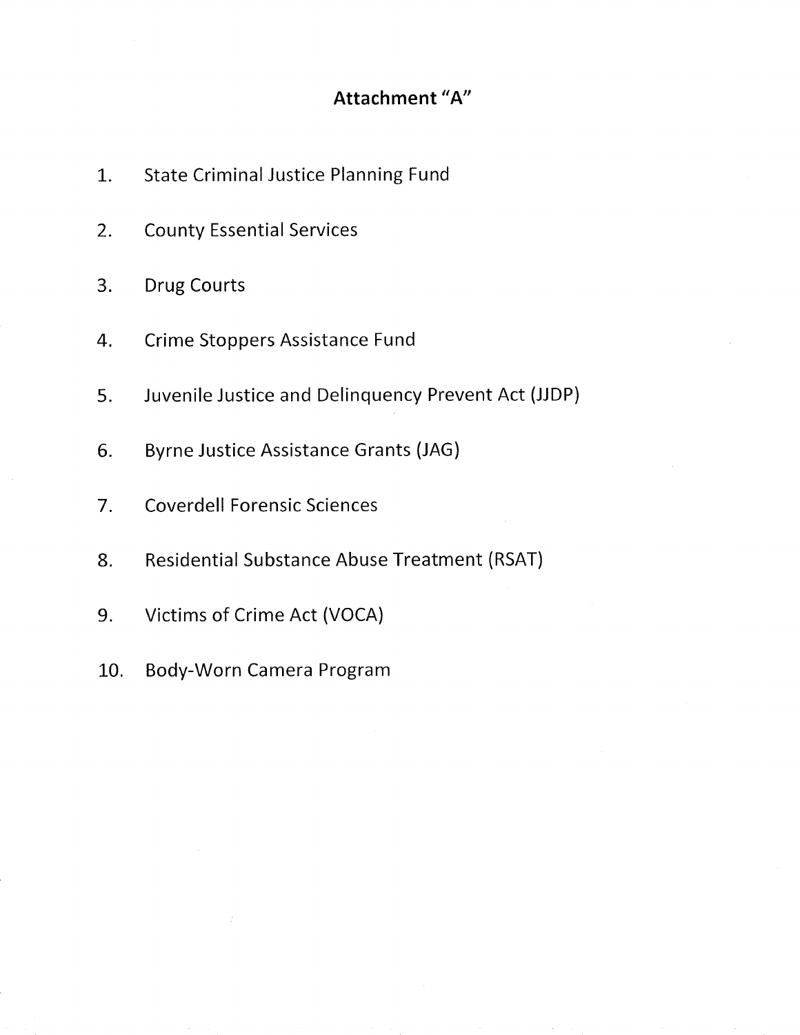# Attachment "A"

1. State Criminal Justice Planning Fund
2. County Essential Services
3. Drug Courts
4. Crime Stoppers Assistance Fund
5. Juvenile Justice and Delinquency Prevent Act (JJDP)
6. Byrne Justice Assistance Grants (JAG)
7. Coverdell Forensic Sciences
8. Residential Substance Abuse Treatment (RSAT)
9. Victims of Crime Act (VOCA)
10. Body-Worn Camera Program